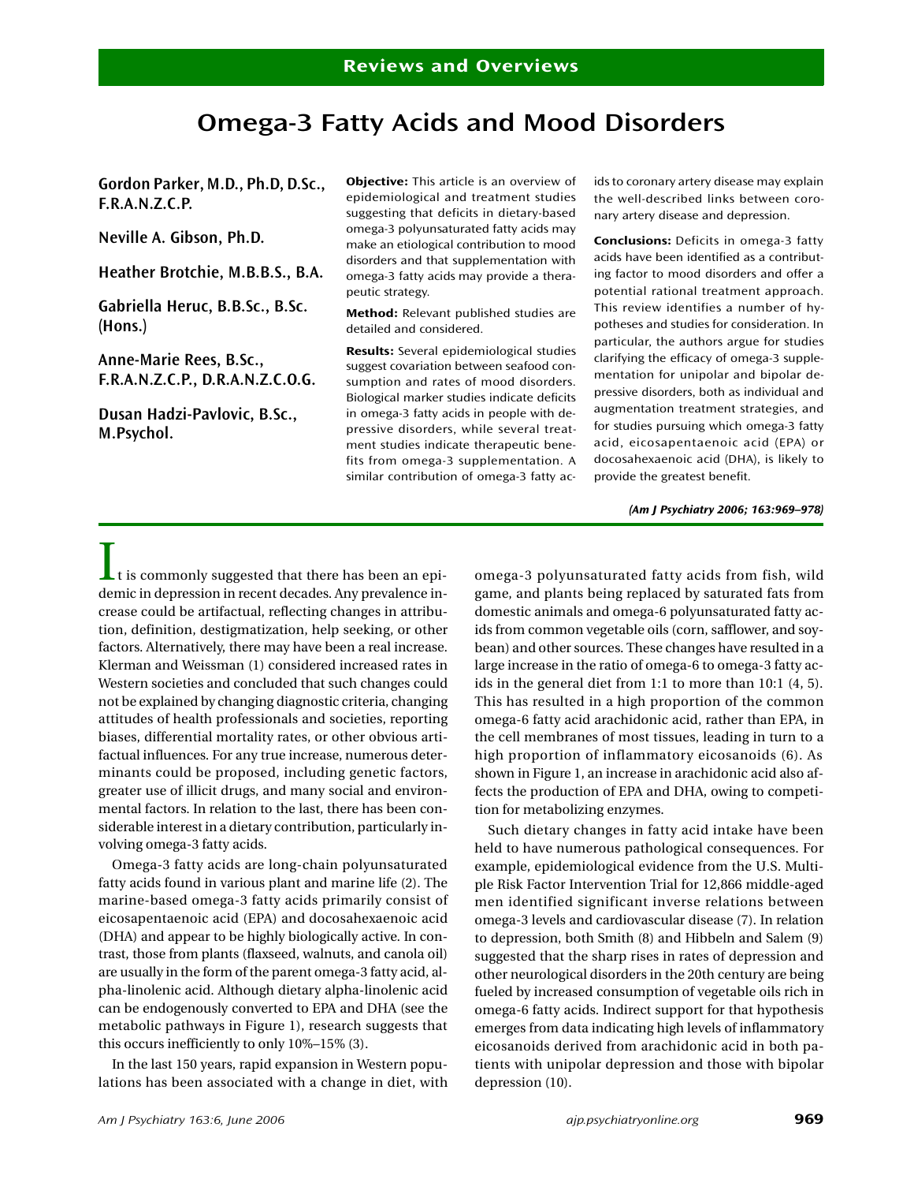Reviews and Overviews

# Omega-3 Fatty Acids and Mood Disorders

**Gordon Parker, M.D., Ph.D, D.Sc., F.R.A.N.Z.C.P.**

**Neville A. Gibson, Ph.D.**

**Heather Brotchie, M.B.B.S., B.A.**

**Gabriella Heruc, B.B.Sc., B.Sc. (Hons.)**

**Anne-Marie Rees, B.Sc., F.R.A.N.Z.C.P., D.R.A.N.Z.C.O.G.**

**Dusan Hadzi-Pavlovic, B.Sc., M.Psychol.**

**Objective:** This article is an overview of epidemiological and treatment studies suggesting that deficits in dietary-based omega-3 polyunsaturated fatty acids may make an etiological contribution to mood disorders and that supplementation with omega-3 fatty acids may provide a therapeutic strategy.

**Method:** Relevant published studies are detailed and considered.

**Results:** Several epidemiological studies suggest covariation between seafood consumption and rates of mood disorders. Biological marker studies indicate deficits in omega-3 fatty acids in people with depressive disorders, while several treatment studies indicate therapeutic benefits from omega-3 supplementation. A similar contribution of omega-3 fatty acids to coronary artery disease may explain the well-described links between coronary artery disease and depression.

**Conclusions:** Deficits in omega-3 fatty acids have been identified as a contributing factor to mood disorders and offer a potential rational treatment approach. This review identifies a number of hypotheses and studies for consideration. In particular, the authors argue for studies clarifying the efficacy of omega-3 supplementation for unipolar and bipolar depressive disorders, both as individual and augmentation treatment strategies, and for studies pursuing which omega-3 fatty acid, eicosapentaenoic acid (EPA) or docosahexaenoic acid (DHA), is likely to provide the greatest benefit.

*(Am J Psychiatry 2006; 163:969–978)*

It is commonly suggested that there has been an epidemic in depression in recent decades. Any prevalence increase could be artifactual, reflecting changes in attribution, definition, destigmatization, help seeking, or other factors. Alternatively, there may have been a real increase. Klerman and Weissman (1) considered increased rates in Western societies and concluded that such changes could not be explained by changing diagnostic criteria, changing attitudes of health professionals and societies, reporting biases, differential mortality rates, or other obvious artifactual influences. For any true increase, numerous determinants could be proposed, including genetic factors, greater use of illicit drugs, and many social and environmental factors. In relation to the last, there has been considerable interest in a dietary contribution, particularly involving omega-3 fatty acids.

Omega-3 fatty acids are long-chain polyunsaturated fatty acids found in various plant and marine life (2). The marine-based omega-3 fatty acids primarily consist of eicosapentaenoic acid (EPA) and docosahexaenoic acid (DHA) and appear to be highly biologically active. In contrast, those from plants (flaxseed, walnuts, and canola oil) are usually in the form of the parent omega-3 fatty acid, alpha-linolenic acid. Although dietary alpha-linolenic acid can be endogenously converted to EPA and DHA (see the metabolic pathways in Figure 1), research suggests that this occurs inefficiently to only 10%–15% (3).

In the last 150 years, rapid expansion in Western populations has been associated with a change in diet, with omega-3 polyunsaturated fatty acids from fish, wild game, and plants being replaced by saturated fats from domestic animals and omega-6 polyunsaturated fatty acids from common vegetable oils (corn, safflower, and soybean) and other sources. These changes have resulted in a large increase in the ratio of omega-6 to omega-3 fatty acids in the general diet from 1:1 to more than 10:1 (4, 5). This has resulted in a high proportion of the common omega-6 fatty acid arachidonic acid, rather than EPA, in the cell membranes of most tissues, leading in turn to a high proportion of inflammatory eicosanoids (6). As shown in Figure 1, an increase in arachidonic acid also affects the production of EPA and DHA, owing to competition for metabolizing enzymes.

Such dietary changes in fatty acid intake have been held to have numerous pathological consequences. For example, epidemiological evidence from the U.S. Multiple Risk Factor Intervention Trial for 12,866 middle-aged men identified significant inverse relations between omega-3 levels and cardiovascular disease (7). In relation to depression, both Smith (8) and Hibbeln and Salem (9) suggested that the sharp rises in rates of depression and other neurological disorders in the 20th century are being fueled by increased consumption of vegetable oils rich in omega-6 fatty acids. Indirect support for that hypothesis emerges from data indicating high levels of inflammatory eicosanoids derived from arachidonic acid in both patients with unipolar depression and those with bipolar depression (10).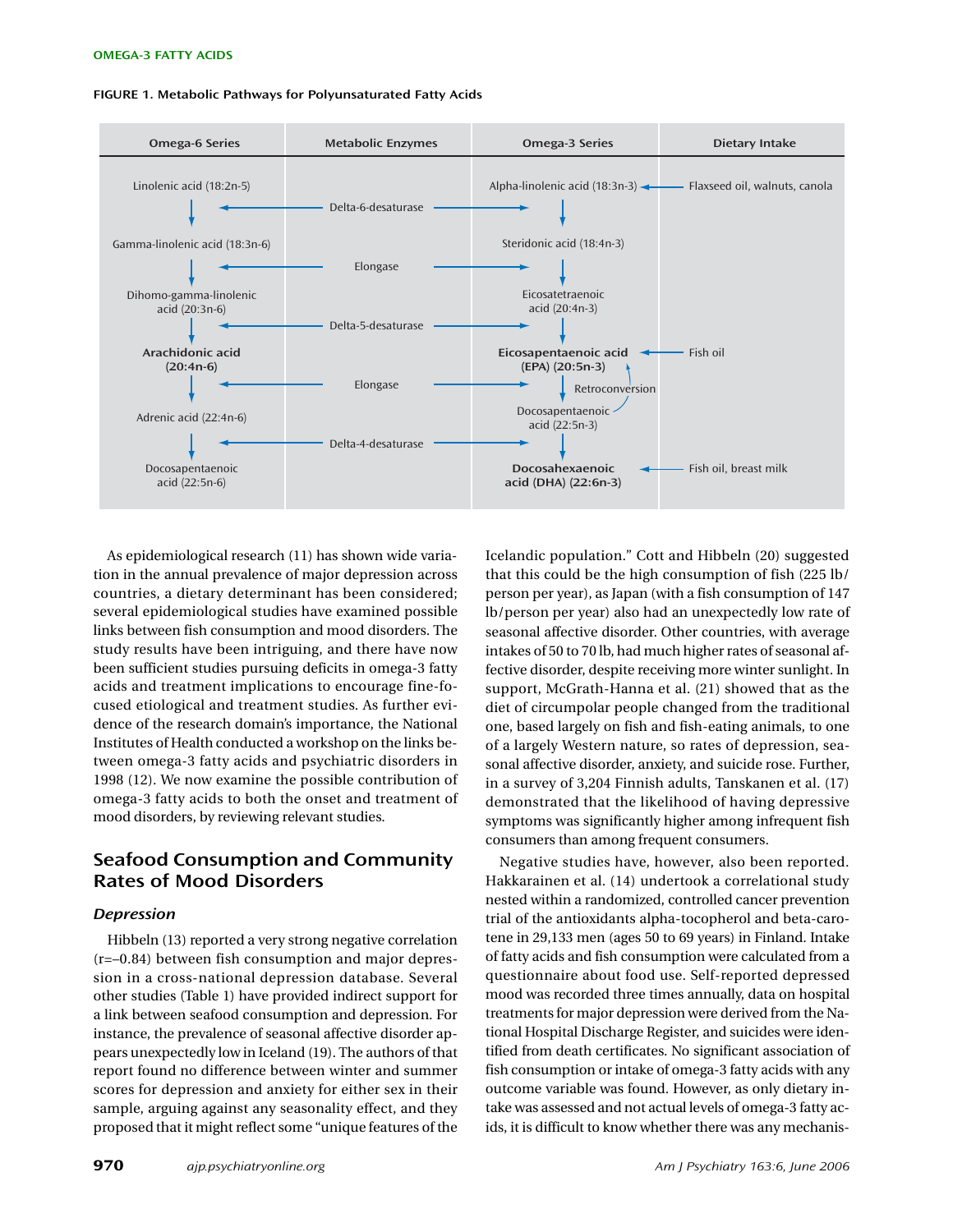FIGURE 1. Metabolic Pathways for Polyunsaturated Fatty Acids

| Omega-6 Series | Metabolic Enzymes | Omega-3 Series | Dietary Intake |
|---|---|---|---|
| Linolenic acid (18:2n-5) | | Alpha-linolenic acid (18:3n-3) | Flaxseed oil, walnuts, canola |
| | Delta-6-desaturase | | |
| Gamma-linolenic acid (18:3n-6) | | Steridonic acid (18:4n-3) | |
| | Elongase | | |
| Dihomo-gamma-linolenic acid (20:3n-6) | | Eicosatetraenoic acid (20:4n-3) | |
| | Delta-5-desaturase | | |
| **Arachidonic acid (20:4n-6)** | | **Eicosapentaenoic acid (EPA) (20:5n-3)** | Fish oil |
| | Elongase | Retroconversion | |
| Adrenic acid (22:4n-6) | | Docosapentaenoic acid (22:5n-3) | |
| | Delta-4-desaturase | | |
| Docosapentaenoic acid (22:5n-6) | | **Docosahexaenoic acid (DHA) (22:6n-3)** | Fish oil, breast milk |

As epidemiological research (11) has shown wide variation in the annual prevalence of major depression across countries, a dietary determinant has been considered; several epidemiological studies have examined possible links between fish consumption and mood disorders. The study results have been intriguing, and there have now been sufficient studies pursuing deficits in omega-3 fatty acids and treatment implications to encourage fine-focused etiological and treatment studies. As further evidence of the research domain's importance, the National Institutes of Health conducted a workshop on the links between omega-3 fatty acids and psychiatric disorders in 1998 (12). We now examine the possible contribution of omega-3 fatty acids to both the onset and treatment of mood disorders, by reviewing relevant studies.

## Seafood Consumption and Community Rates of Mood Disorders

### *Depression*

Hibbeln (13) reported a very strong negative correlation (r=–0.84) between fish consumption and major depression in a cross-national depression database. Several other studies (Table 1) have provided indirect support for a link between seafood consumption and depression. For instance, the prevalence of seasonal affective disorder appears unexpectedly low in Iceland (19). The authors of that report found no difference between winter and summer scores for depression and anxiety for either sex in their sample, arguing against any seasonality effect, and they proposed that it might reflect some "unique features of the Icelandic population." Cott and Hibbeln (20) suggested that this could be the high consumption of fish (225 lb/person per year), as Japan (with a fish consumption of 147 lb/person per year) also had an unexpectedly low rate of seasonal affective disorder. Other countries, with average intakes of 50 to 70 lb, had much higher rates of seasonal affective disorder, despite receiving more winter sunlight. In support, McGrath-Hanna et al. (21) showed that as the diet of circumpolar people changed from the traditional one, based largely on fish and fish-eating animals, to one of a largely Western nature, so rates of depression, seasonal affective disorder, anxiety, and suicide rose. Further, in a survey of 3,204 Finnish adults, Tanskanen et al. (17) demonstrated that the likelihood of having depressive symptoms was significantly higher among infrequent fish consumers than among frequent consumers.

Negative studies have, however, also been reported. Hakkarainen et al. (14) undertook a correlational study nested within a randomized, controlled cancer prevention trial of the antioxidants alpha-tocopherol and beta-carotene in 29,133 men (ages 50 to 69 years) in Finland. Intake of fatty acids and fish consumption were calculated from a questionnaire about food use. Self-reported depressed mood was recorded three times annually, data on hospital treatments for major depression were derived from the National Hospital Discharge Register, and suicides were identified from death certificates. No significant association of fish consumption or intake of omega-3 fatty acids with any outcome variable was found. However, as only dietary intake was assessed and not actual levels of omega-3 fatty acids, it is difficult to know whether there was any mechanis-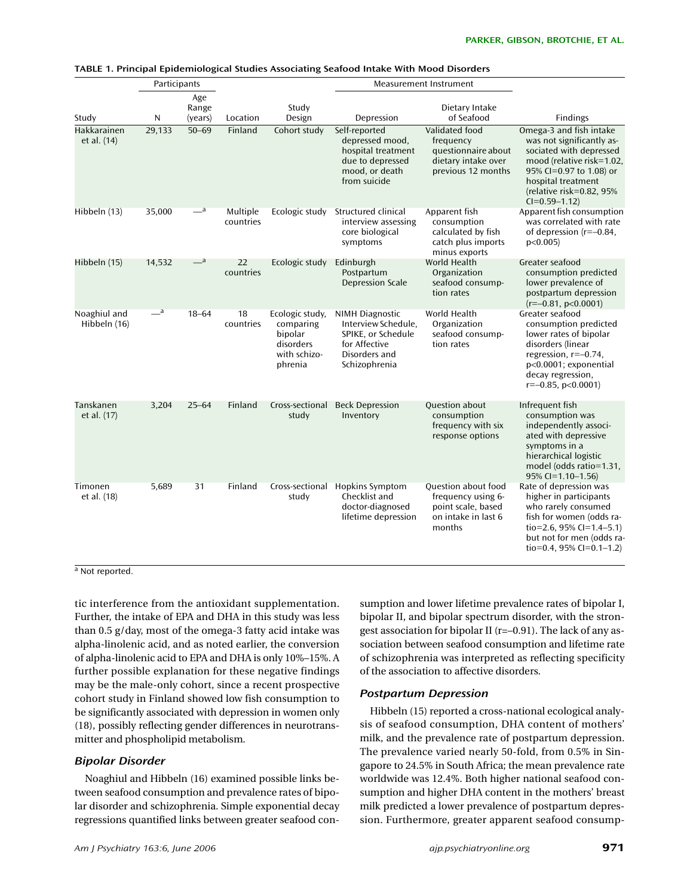**TABLE 1. Principal Epidemiological Studies Associating Seafood Intake With Mood Disorders**

| | Participants | | | | Measurement Instrument | | |
|---|---|---|---|---|---|---|---|
| Study | N | Age Range (years) | Location | Study Design | Depression | Dietary Intake of Seafood | Findings |
| Hakkarainen et al. (14) | 29,133 | 50–69 | Finland | Cohort study | Self-reported depressed mood, hospital treatment due to depressed mood, or death from suicide | Validated food frequency questionnaire about dietary intake over previous 12 months | Omega-3 and fish intake was not significantly associated with depressed mood (relative risk=1.02, 95% CI=0.97 to 1.08) or hospital treatment (relative risk=0.82, 95% CI=0.59–1.12) |
| Hibbeln (13) | 35,000 | —[a] | Multiple countries | Ecologic study | Structured clinical interview assessing core biological symptoms | Apparent fish consumption calculated by fish catch plus imports minus exports | Apparent fish consumption was correlated with rate of depression (r=–0.84, p<0.005) |
| Hibbeln (15) | 14,532 | —[a] | 22 countries | Ecologic study | Edinburgh Postpartum Depression Scale | World Health Organization seafood consumption rates | Greater seafood consumption predicted lower prevalence of postpartum depression (r=–0.81, p<0.0001) |
| Noaghiul and Hibbeln (16) | —[a] | 18–64 | 18 countries | Ecologic study, comparing bipolar disorders with schizophrenia | NIMH Diagnostic Interview Schedule, SPIKE, or Schedule for Affective Disorders and Schizophrenia | World Health Organization seafood consumption rates | Greater seafood consumption predicted lower rates of bipolar disorders (linear regression, r=–0.74, p<0.0001; exponential decay regression, r=–0.85, p<0.0001) |
| Tanskanen et al. (17) | 3,204 | 25–64 | Finland | Cross-sectional study | Beck Depression Inventory | Question about consumption frequency with six response options | Infrequent fish consumption was independently associated with depressive symptoms in a hierarchical logistic model (odds ratio=1.31, 95% CI=1.10–1.56) |
| Timonen et al. (18) | 5,689 | 31 | Finland | Cross-sectional study | Hopkins Symptom Checklist and doctor-diagnosed lifetime depression | Question about food frequency using 6-point scale, based on intake in last 6 months | Rate of depression was higher in participants who rarely consumed fish for women (odds ratio=2.6, 95% CI=1.4–5.1) but not for men (odds ratio=0.4, 95% CI=0.1–1.2) |

[a] Not reported.

tic interference from the antioxidant supplementation. Further, the intake of EPA and DHA in this study was less than 0.5 g/day, most of the omega-3 fatty acid intake was alpha-linolenic acid, and as noted earlier, the conversion of alpha-linolenic acid to EPA and DHA is only 10%–15%. A further possible explanation for these negative findings may be the male-only cohort, since a recent prospective cohort study in Finland showed low fish consumption to be significantly associated with depression in women only (18), possibly reflecting gender differences in neurotransmitter and phospholipid metabolism.

### *Bipolar Disorder*

Noaghiul and Hibbeln (16) examined possible links between seafood consumption and prevalence rates of bipolar disorder and schizophrenia. Simple exponential decay regressions quantified links between greater seafood consumption and lower lifetime prevalence rates of bipolar I, bipolar II, and bipolar spectrum disorder, with the strongest association for bipolar II (r=–0.91). The lack of any association between seafood consumption and lifetime rate of schizophrenia was interpreted as reflecting specificity of the association to affective disorders.

### *Postpartum Depression*

Hibbeln (15) reported a cross-national ecological analysis of seafood consumption, DHA content of mothers' milk, and the prevalence rate of postpartum depression. The prevalence varied nearly 50-fold, from 0.5% in Singapore to 24.5% in South Africa; the mean prevalence rate worldwide was 12.4%. Both higher national seafood consumption and higher DHA content in the mothers' breast milk predicted a lower prevalence of postpartum depression. Furthermore, greater apparent seafood consump-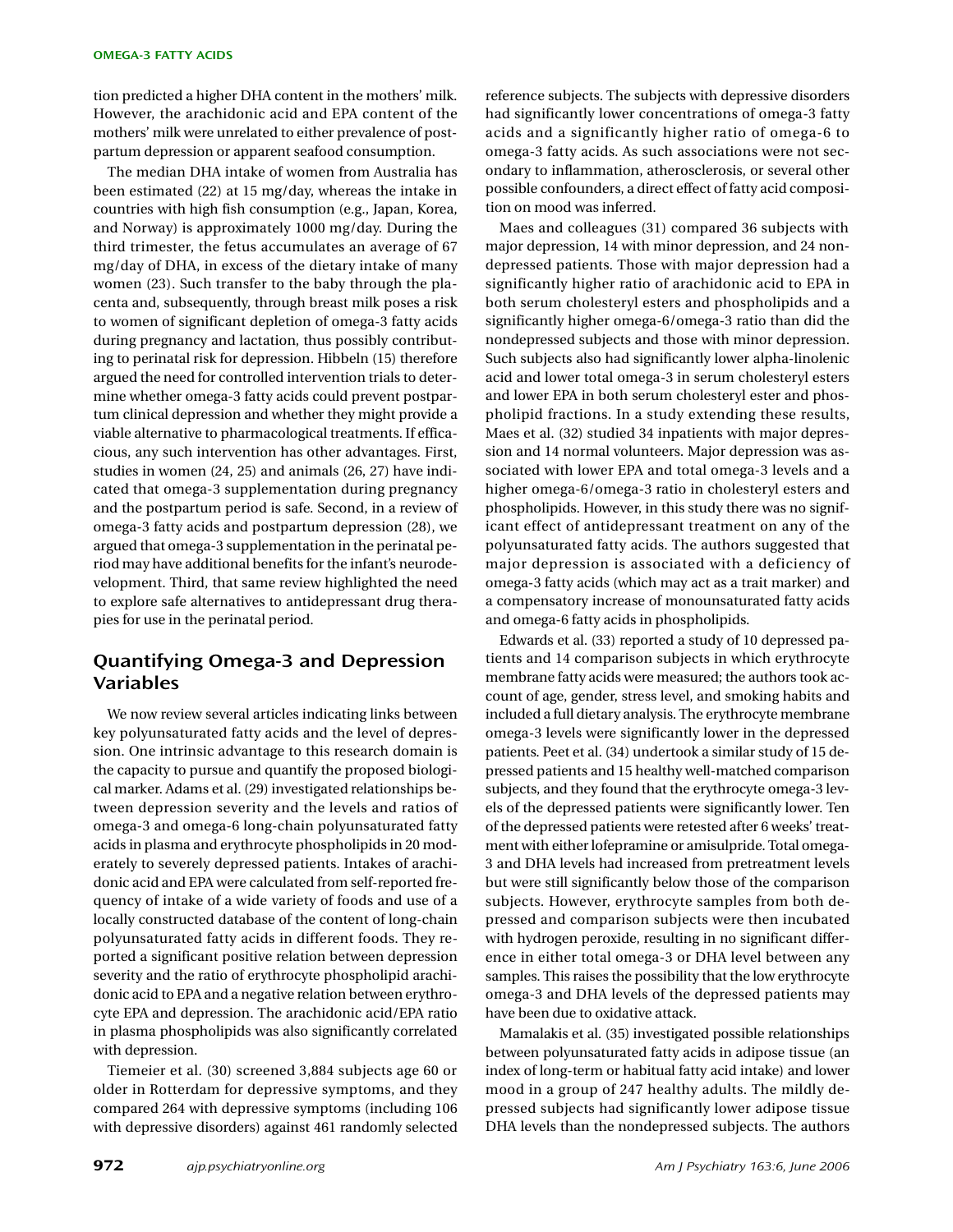tion predicted a higher DHA content in the mothers' milk. However, the arachidonic acid and EPA content of the mothers' milk were unrelated to either prevalence of postpartum depression or apparent seafood consumption.

The median DHA intake of women from Australia has been estimated (22) at 15 mg/day, whereas the intake in countries with high fish consumption (e.g., Japan, Korea, and Norway) is approximately 1000 mg/day. During the third trimester, the fetus accumulates an average of 67 mg/day of DHA, in excess of the dietary intake of many women (23). Such transfer to the baby through the placenta and, subsequently, through breast milk poses a risk to women of significant depletion of omega-3 fatty acids during pregnancy and lactation, thus possibly contributing to perinatal risk for depression. Hibbeln (15) therefore argued the need for controlled intervention trials to determine whether omega-3 fatty acids could prevent postpartum clinical depression and whether they might provide a viable alternative to pharmacological treatments. If efficacious, any such intervention has other advantages. First, studies in women (24, 25) and animals (26, 27) have indicated that omega-3 supplementation during pregnancy and the postpartum period is safe. Second, in a review of omega-3 fatty acids and postpartum depression (28), we argued that omega-3 supplementation in the perinatal period may have additional benefits for the infant's neurodevelopment. Third, that same review highlighted the need to explore safe alternatives to antidepressant drug therapies for use in the perinatal period.

## Quantifying Omega-3 and Depression Variables

We now review several articles indicating links between key polyunsaturated fatty acids and the level of depression. One intrinsic advantage to this research domain is the capacity to pursue and quantify the proposed biological marker. Adams et al. (29) investigated relationships between depression severity and the levels and ratios of omega-3 and omega-6 long-chain polyunsaturated fatty acids in plasma and erythrocyte phospholipids in 20 moderately to severely depressed patients. Intakes of arachidonic acid and EPA were calculated from self-reported frequency of intake of a wide variety of foods and use of a locally constructed database of the content of long-chain polyunsaturated fatty acids in different foods. They reported a significant positive relation between depression severity and the ratio of erythrocyte phospholipid arachidonic acid to EPA and a negative relation between erythrocyte EPA and depression. The arachidonic acid/EPA ratio in plasma phospholipids was also significantly correlated with depression.

Tiemeier et al. (30) screened 3,884 subjects age 60 or older in Rotterdam for depressive symptoms, and they compared 264 with depressive symptoms (including 106 with depressive disorders) against 461 randomly selected reference subjects. The subjects with depressive disorders had significantly lower concentrations of omega-3 fatty acids and a significantly higher ratio of omega-6 to omega-3 fatty acids. As such associations were not secondary to inflammation, atherosclerosis, or several other possible confounders, a direct effect of fatty acid composition on mood was inferred.

Maes and colleagues (31) compared 36 subjects with major depression, 14 with minor depression, and 24 nondepressed patients. Those with major depression had a significantly higher ratio of arachidonic acid to EPA in both serum cholesteryl esters and phospholipids and a significantly higher omega-6/omega-3 ratio than did the nondepressed subjects and those with minor depression. Such subjects also had significantly lower alpha-linolenic acid and lower total omega-3 in serum cholesteryl esters and lower EPA in both serum cholesteryl ester and phospholipid fractions. In a study extending these results, Maes et al. (32) studied 34 inpatients with major depression and 14 normal volunteers. Major depression was associated with lower EPA and total omega-3 levels and a higher omega-6/omega-3 ratio in cholesteryl esters and phospholipids. However, in this study there was no significant effect of antidepressant treatment on any of the polyunsaturated fatty acids. The authors suggested that major depression is associated with a deficiency of omega-3 fatty acids (which may act as a trait marker) and a compensatory increase of monounsaturated fatty acids and omega-6 fatty acids in phospholipids.

Edwards et al. (33) reported a study of 10 depressed patients and 14 comparison subjects in which erythrocyte membrane fatty acids were measured; the authors took account of age, gender, stress level, and smoking habits and included a full dietary analysis. The erythrocyte membrane omega-3 levels were significantly lower in the depressed patients. Peet et al. (34) undertook a similar study of 15 depressed patients and 15 healthy well-matched comparison subjects, and they found that the erythrocyte omega-3 levels of the depressed patients were significantly lower. Ten of the depressed patients were retested after 6 weeks' treatment with either lofepramine or amisulpride. Total omega-3 and DHA levels had increased from pretreatment levels but were still significantly below those of the comparison subjects. However, erythrocyte samples from both depressed and comparison subjects were then incubated with hydrogen peroxide, resulting in no significant difference in either total omega-3 or DHA level between any samples. This raises the possibility that the low erythrocyte omega-3 and DHA levels of the depressed patients may have been due to oxidative attack.

Mamalakis et al. (35) investigated possible relationships between polyunsaturated fatty acids in adipose tissue (an index of long-term or habitual fatty acid intake) and lower mood in a group of 247 healthy adults. The mildly depressed subjects had significantly lower adipose tissue DHA levels than the nondepressed subjects. The authors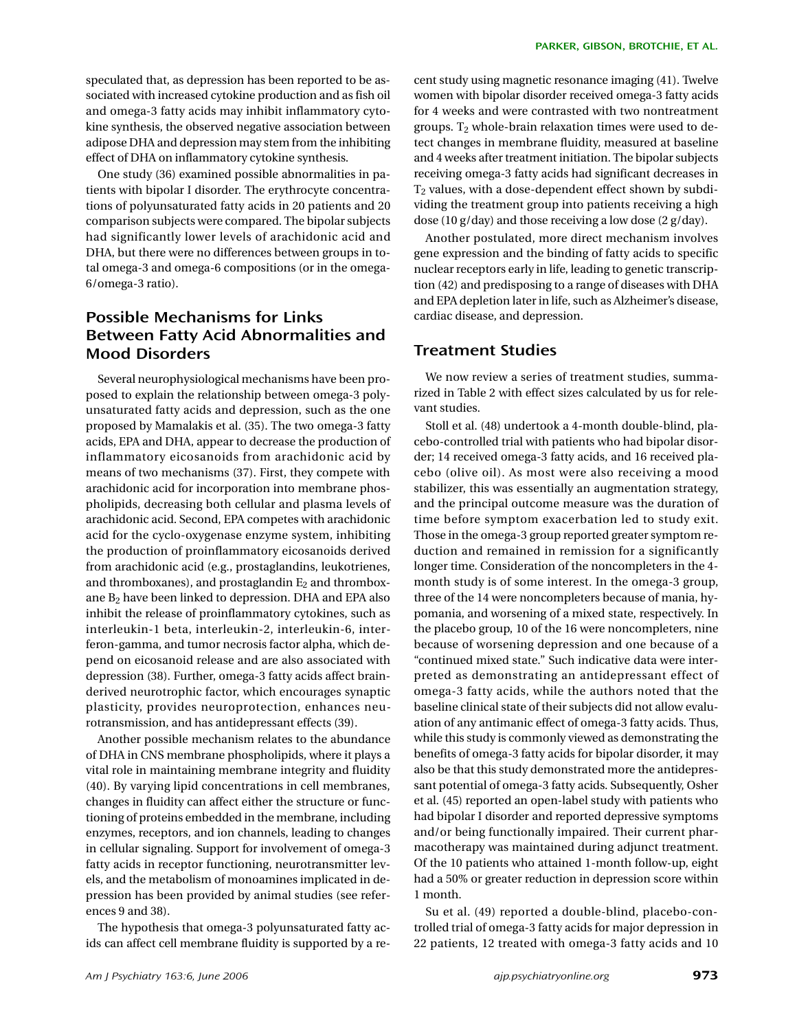speculated that, as depression has been reported to be associated with increased cytokine production and as fish oil and omega-3 fatty acids may inhibit inflammatory cytokine synthesis, the observed negative association between adipose DHA and depression may stem from the inhibiting effect of DHA on inflammatory cytokine synthesis.

One study (36) examined possible abnormalities in patients with bipolar I disorder. The erythrocyte concentrations of polyunsaturated fatty acids in 20 patients and 20 comparison subjects were compared. The bipolar subjects had significantly lower levels of arachidonic acid and DHA, but there were no differences between groups in total omega-3 and omega-6 compositions (or in the omega-6/omega-3 ratio).

## Possible Mechanisms for Links Between Fatty Acid Abnormalities and Mood Disorders

Several neurophysiological mechanisms have been proposed to explain the relationship between omega-3 polyunsaturated fatty acids and depression, such as the one proposed by Mamalakis et al. (35). The two omega-3 fatty acids, EPA and DHA, appear to decrease the production of inflammatory eicosanoids from arachidonic acid by means of two mechanisms (37). First, they compete with arachidonic acid for incorporation into membrane phospholipids, decreasing both cellular and plasma levels of arachidonic acid. Second, EPA competes with arachidonic acid for the cyclo-oxygenase enzyme system, inhibiting the production of proinflammatory eicosanoids derived from arachidonic acid (e.g., prostaglandins, leukotrienes, and thromboxanes), and prostaglandin $E_2$ and thromboxane $B_2$ have been linked to depression. DHA and EPA also inhibit the release of proinflammatory cytokines, such as interleukin-1 beta, interleukin-2, interleukin-6, interferon-gamma, and tumor necrosis factor alpha, which depend on eicosanoid release and are also associated with depression (38). Further, omega-3 fatty acids affect brain-derived neurotrophic factor, which encourages synaptic plasticity, provides neuroprotection, enhances neurotransmission, and has antidepressant effects (39).

Another possible mechanism relates to the abundance of DHA in CNS membrane phospholipids, where it plays a vital role in maintaining membrane integrity and fluidity (40). By varying lipid concentrations in cell membranes, changes in fluidity can affect either the structure or functioning of proteins embedded in the membrane, including enzymes, receptors, and ion channels, leading to changes in cellular signaling. Support for involvement of omega-3 fatty acids in receptor functioning, neurotransmitter levels, and the metabolism of monoamines implicated in depression has been provided by animal studies (see references 9 and 38).

The hypothesis that omega-3 polyunsaturated fatty acids can affect cell membrane fluidity is supported by a recent study using magnetic resonance imaging (41). Twelve women with bipolar disorder received omega-3 fatty acids for 4 weeks and were contrasted with two nontreatment groups. $T_2$ whole-brain relaxation times were used to detect changes in membrane fluidity, measured at baseline and 4 weeks after treatment initiation. The bipolar subjects receiving omega-3 fatty acids had significant decreases in $T_2$ values, with a dose-dependent effect shown by subdividing the treatment group into patients receiving a high dose (10 g/day) and those receiving a low dose (2 g/day).

Another postulated, more direct mechanism involves gene expression and the binding of fatty acids to specific nuclear receptors early in life, leading to genetic transcription (42) and predisposing to a range of diseases with DHA and EPA depletion later in life, such as Alzheimer's disease, cardiac disease, and depression.

## Treatment Studies

We now review a series of treatment studies, summarized in Table 2 with effect sizes calculated by us for relevant studies.

Stoll et al. (48) undertook a 4-month double-blind, placebo-controlled trial with patients who had bipolar disorder; 14 received omega-3 fatty acids, and 16 received placebo (olive oil). As most were also receiving a mood stabilizer, this was essentially an augmentation strategy, and the principal outcome measure was the duration of time before symptom exacerbation led to study exit. Those in the omega-3 group reported greater symptom reduction and remained in remission for a significantly longer time. Consideration of the noncompleters in the 4-month study is of some interest. In the omega-3 group, three of the 14 were noncompleters because of mania, hypomania, and worsening of a mixed state, respectively. In the placebo group, 10 of the 16 were noncompleters, nine because of worsening depression and one because of a "continued mixed state." Such indicative data were interpreted as demonstrating an antidepressant effect of omega-3 fatty acids, while the authors noted that the baseline clinical state of their subjects did not allow evaluation of any antimanic effect of omega-3 fatty acids. Thus, while this study is commonly viewed as demonstrating the benefits of omega-3 fatty acids for bipolar disorder, it may also be that this study demonstrated more the antidepressant potential of omega-3 fatty acids. Subsequently, Osher et al. (45) reported an open-label study with patients who had bipolar I disorder and reported depressive symptoms and/or being functionally impaired. Their current pharmacotherapy was maintained during adjunct treatment. Of the 10 patients who attained 1-month follow-up, eight had a 50% or greater reduction in depression score within 1 month.

Su et al. (49) reported a double-blind, placebo-controlled trial of omega-3 fatty acids for major depression in 22 patients, 12 treated with omega-3 fatty acids and 10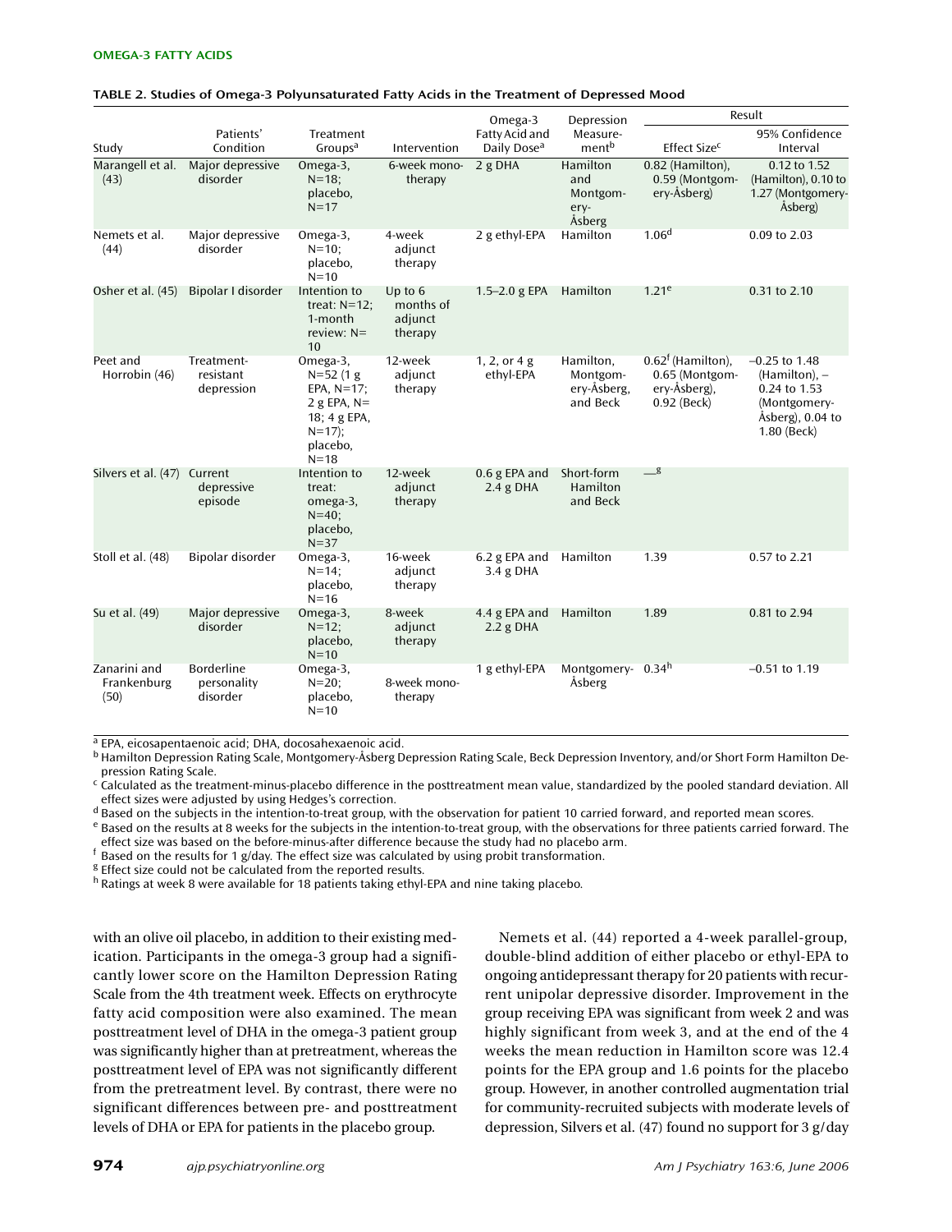**TABLE 2. Studies of Omega-3 Polyunsaturated Fatty Acids in the Treatment of Depressed Mood**

| Study | Patients' Condition | Treatment Groups[a] | Intervention | Omega-3 Fatty Acid and Daily Dose[a] | Depression Measurement[b] | Result | |
|---|---|---|---|---|---|---|---|
| | | | | | | Effect Size[c] | 95% Confidence Interval |
| Marangell et al. (43) | Major depressive disorder | Omega-3, N=18; placebo, N=17 | 6-week monotherapy | 2 g DHA | Hamilton and Montgomery-Åsberg | 0.82 (Hamilton), 0.59 (Montgomery-Åsberg) | 0.12 to 1.52 (Hamilton), 0.10 to 1.27 (Montgomery-Åsberg) |
| Nemets et al. (44) | Major depressive disorder | Omega-3, N=10; placebo, N=10 | 4-week adjunct therapy | 2 g ethyl-EPA | Hamilton | 1.06[d] | 0.09 to 2.03 |
| Osher et al. (45) | Bipolar I disorder | Intention to treat: N=12; 1-month review: N=10 | Up to 6 months of adjunct therapy | 1.5–2.0 g EPA | Hamilton | 1.21[e] | 0.31 to 2.10 |
| Peet and Horrobin (46) | Treatment-resistant depression | Omega-3, N=52 (1 g EPA, N=17; 2 g EPA, N=18; 4 g EPA, N=17); placebo, N=18 | 12-week adjunct therapy | 1, 2, or 4 g ethyl-EPA | Hamilton, Montgomery-Åsberg, and Beck | 0.62[f] (Hamilton), 0.65 (Montgomery-Åsberg), 0.92 (Beck) | –0.25 to 1.48 (Hamilton), –0.24 to 1.53 (Montgomery-Åsberg), 0.04 to 1.80 (Beck) |
| Silvers et al. (47) | Current depressive episode | Intention to treat: omega-3, N=40; placebo, N=37 | 12-week adjunct therapy | 0.6 g EPA and 2.4 g DHA | Short-form Hamilton and Beck | —[g] | |
| Stoll et al. (48) | Bipolar disorder | Omega-3, N=14; placebo, N=16 | 16-week adjunct therapy | 6.2 g EPA and 3.4 g DHA | Hamilton | 1.39 | 0.57 to 2.21 |
| Su et al. (49) | Major depressive disorder | Omega-3, N=12; placebo, N=10 | 8-week adjunct therapy | 4.4 g EPA and 2.2 g DHA | Hamilton | 1.89 | 0.81 to 2.94 |
| Zanarini and Frankenburg (50) | Borderline personality disorder | Omega-3, N=20; placebo, N=10 | 8-week monotherapy | 1 g ethyl-EPA | Montgomery-Åsberg | 0.34[h] | –0.51 to 1.19 |

[a] EPA, eicosapentaenoic acid; DHA, docosahexaenoic acid.
[b] Hamilton Depression Rating Scale, Montgomery-Åsberg Depression Rating Scale, Beck Depression Inventory, and/or Short Form Hamilton Depression Rating Scale.
[c] Calculated as the treatment-minus-placebo difference in the posttreatment mean value, standardized by the pooled standard deviation. All effect sizes were adjusted by using Hedges's correction.
[d] Based on the subjects in the intention-to-treat group, with the observation for patient 10 carried forward, and reported mean scores.
[e] Based on the results at 8 weeks for the subjects in the intention-to-treat group, with the observations for three patients carried forward. The effect size was based on the before-minus-after difference because the study had no placebo arm.
[f] Based on the results for 1 g/day. The effect size was calculated by using probit transformation.
[g] Effect size could not be calculated from the reported results.
[h] Ratings at week 8 were available for 18 patients taking ethyl-EPA and nine taking placebo.

with an olive oil placebo, in addition to their existing medication. Participants in the omega-3 group had a significantly lower score on the Hamilton Depression Rating Scale from the 4th treatment week. Effects on erythrocyte fatty acid composition were also examined. The mean posttreatment level of DHA in the omega-3 patient group was significantly higher than at pretreatment, whereas the posttreatment level of EPA was not significantly different from the pretreatment level. By contrast, there were no significant differences between pre- and posttreatment levels of DHA or EPA for patients in the placebo group.

Nemets et al. (44) reported a 4-week parallel-group, double-blind addition of either placebo or ethyl-EPA to ongoing antidepressant therapy for 20 patients with recurrent unipolar depressive disorder. Improvement in the group receiving EPA was significant from week 2 and was highly significant from week 3, and at the end of the 4 weeks the mean reduction in Hamilton score was 12.4 points for the EPA group and 1.6 points for the placebo group. However, in another controlled augmentation trial for community-recruited subjects with moderate levels of depression, Silvers et al. (47) found no support for 3 g/day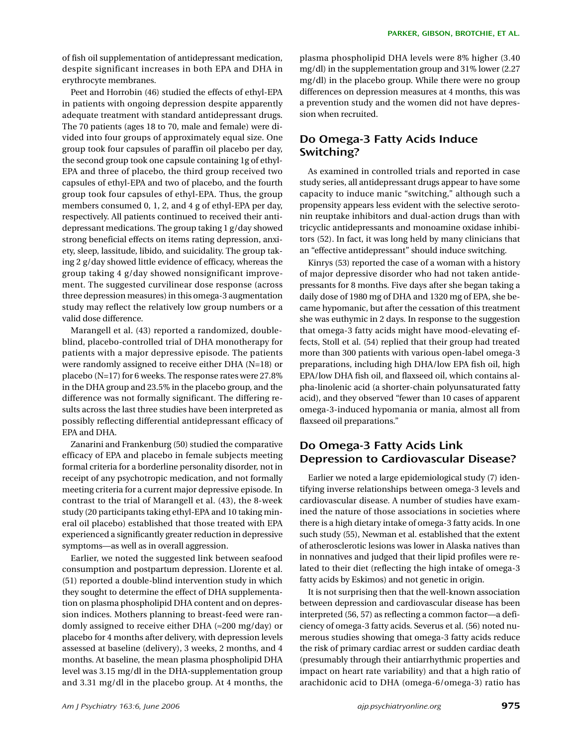of fish oil supplementation of antidepressant medication, despite significant increases in both EPA and DHA in erythrocyte membranes.

Peet and Horrobin (46) studied the effects of ethyl-EPA in patients with ongoing depression despite apparently adequate treatment with standard antidepressant drugs. The 70 patients (ages 18 to 70, male and female) were divided into four groups of approximately equal size. One group took four capsules of paraffin oil placebo per day, the second group took one capsule containing 1g of ethyl-EPA and three of placebo, the third group received two capsules of ethyl-EPA and two of placebo, and the fourth group took four capsules of ethyl-EPA. Thus, the group members consumed 0, 1, 2, and 4 g of ethyl-EPA per day, respectively. All patients continued to received their antidepressant medications. The group taking 1 g/day showed strong beneficial effects on items rating depression, anxiety, sleep, lassitude, libido, and suicidality. The group taking 2 g/day showed little evidence of efficacy, whereas the group taking 4 g/day showed nonsignificant improvement. The suggested curvilinear dose response (across three depression measures) in this omega-3 augmentation study may reflect the relatively low group numbers or a valid dose difference.

Marangell et al. (43) reported a randomized, double-blind, placebo-controlled trial of DHA monotherapy for patients with a major depressive episode. The patients were randomly assigned to receive either DHA (N=18) or placebo (N=17) for 6 weeks. The response rates were 27.8% in the DHA group and 23.5% in the placebo group, and the difference was not formally significant. The differing results across the last three studies have been interpreted as possibly reflecting differential antidepressant efficacy of EPA and DHA.

Zanarini and Frankenburg (50) studied the comparative efficacy of EPA and placebo in female subjects meeting formal criteria for a borderline personality disorder, not in receipt of any psychotropic medication, and not formally meeting criteria for a current major depressive episode. In contrast to the trial of Marangell et al. (43), the 8-week study (20 participants taking ethyl-EPA and 10 taking mineral oil placebo) established that those treated with EPA experienced a significantly greater reduction in depressive symptoms—as well as in overall aggression.

Earlier, we noted the suggested link between seafood consumption and postpartum depression. Llorente et al. (51) reported a double-blind intervention study in which they sought to determine the effect of DHA supplementation on plasma phospholipid DHA content and on depression indices. Mothers planning to breast-feed were randomly assigned to receive either DHA (≈200 mg/day) or placebo for 4 months after delivery, with depression levels assessed at baseline (delivery), 3 weeks, 2 months, and 4 months. At baseline, the mean plasma phospholipid DHA level was 3.15 mg/dl in the DHA-supplementation group and 3.31 mg/dl in the placebo group. At 4 months, the plasma phospholipid DHA levels were 8% higher (3.40 mg/dl) in the supplementation group and 31% lower (2.27 mg/dl) in the placebo group. While there were no group differences on depression measures at 4 months, this was a prevention study and the women did not have depression when recruited.

## Do Omega-3 Fatty Acids Induce Switching?

As examined in controlled trials and reported in case study series, all antidepressant drugs appear to have some capacity to induce manic "switching," although such a propensity appears less evident with the selective serotonin reuptake inhibitors and dual-action drugs than with tricyclic antidepressants and monoamine oxidase inhibitors (52). In fact, it was long held by many clinicians that an "effective antidepressant" should induce switching.

Kinrys (53) reported the case of a woman with a history of major depressive disorder who had not taken antidepressants for 8 months. Five days after she began taking a daily dose of 1980 mg of DHA and 1320 mg of EPA, she became hypomanic, but after the cessation of this treatment she was euthymic in 2 days. In response to the suggestion that omega-3 fatty acids might have mood-elevating effects, Stoll et al. (54) replied that their group had treated more than 300 patients with various open-label omega-3 preparations, including high DHA/low EPA fish oil, high EPA/low DHA fish oil, and flaxseed oil, which contains alpha-linolenic acid (a shorter-chain polyunsaturated fatty acid), and they observed "fewer than 10 cases of apparent omega-3-induced hypomania or mania, almost all from flaxseed oil preparations."

## Do Omega-3 Fatty Acids Link Depression to Cardiovascular Disease?

Earlier we noted a large epidemiological study (7) identifying inverse relationships between omega-3 levels and cardiovascular disease. A number of studies have examined the nature of those associations in societies where there is a high dietary intake of omega-3 fatty acids. In one such study (55), Newman et al. established that the extent of atherosclerotic lesions was lower in Alaska natives than in nonnatives and judged that their lipid profiles were related to their diet (reflecting the high intake of omega-3 fatty acids by Eskimos) and not genetic in origin.

It is not surprising then that the well-known association between depression and cardiovascular disease has been interpreted (56, 57) as reflecting a common factor—a deficiency of omega-3 fatty acids. Severus et al. (56) noted numerous studies showing that omega-3 fatty acids reduce the risk of primary cardiac arrest or sudden cardiac death (presumably through their antiarrhythmic properties and impact on heart rate variability) and that a high ratio of arachidonic acid to DHA (omega-6/omega-3) ratio has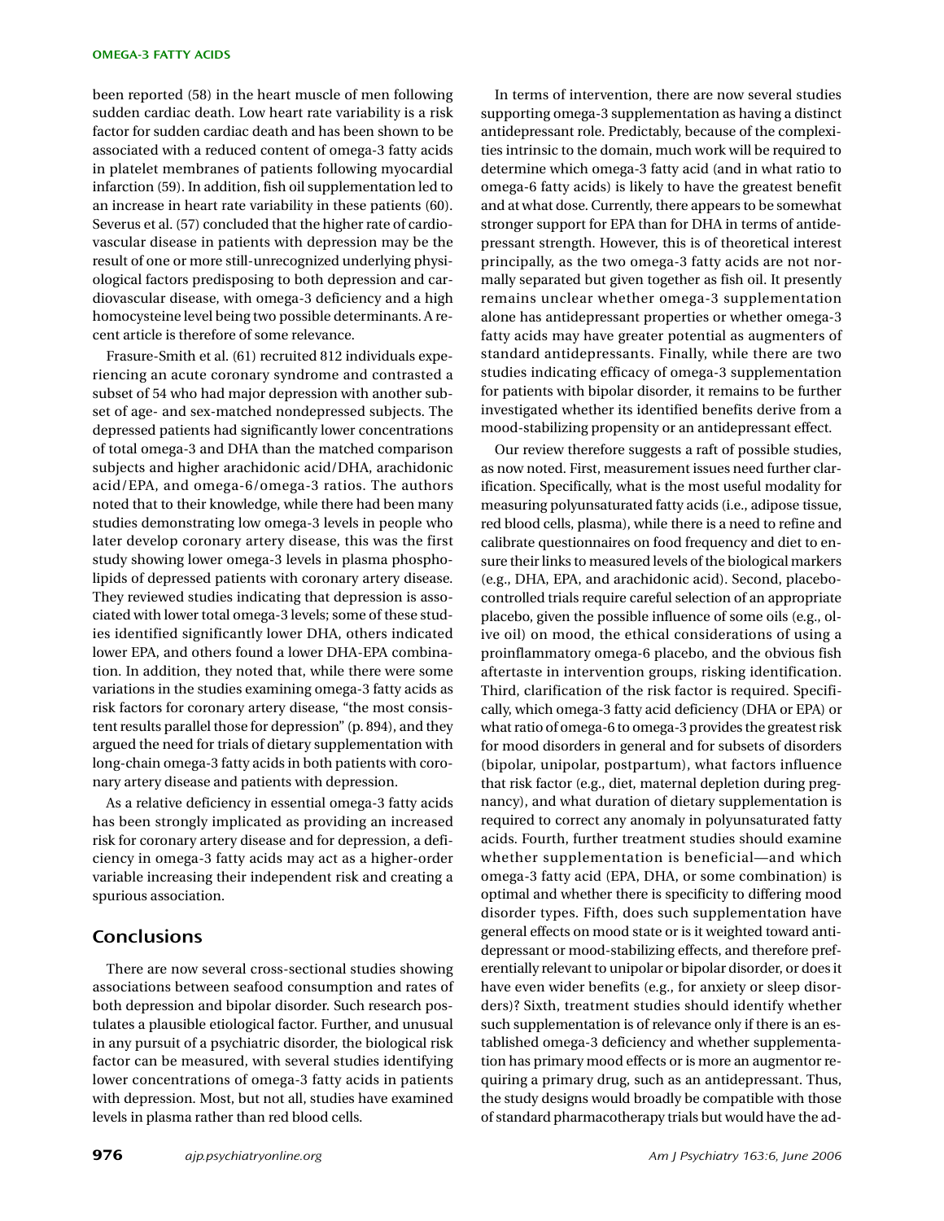been reported (58) in the heart muscle of men following sudden cardiac death. Low heart rate variability is a risk factor for sudden cardiac death and has been shown to be associated with a reduced content of omega-3 fatty acids in platelet membranes of patients following myocardial infarction (59). In addition, fish oil supplementation led to an increase in heart rate variability in these patients (60). Severus et al. (57) concluded that the higher rate of cardiovascular disease in patients with depression may be the result of one or more still-unrecognized underlying physiological factors predisposing to both depression and cardiovascular disease, with omega-3 deficiency and a high homocysteine level being two possible determinants. A recent article is therefore of some relevance.

Frasure-Smith et al. (61) recruited 812 individuals experiencing an acute coronary syndrome and contrasted a subset of 54 who had major depression with another subset of age- and sex-matched nondepressed subjects. The depressed patients had significantly lower concentrations of total omega-3 and DHA than the matched comparison subjects and higher arachidonic acid/DHA, arachidonic acid/EPA, and omega-6/omega-3 ratios. The authors noted that to their knowledge, while there had been many studies demonstrating low omega-3 levels in people who later develop coronary artery disease, this was the first study showing lower omega-3 levels in plasma phospholipids of depressed patients with coronary artery disease. They reviewed studies indicating that depression is associated with lower total omega-3 levels; some of these studies identified significantly lower DHA, others indicated lower EPA, and others found a lower DHA-EPA combination. In addition, they noted that, while there were some variations in the studies examining omega-3 fatty acids as risk factors for coronary artery disease, "the most consistent results parallel those for depression" (p. 894), and they argued the need for trials of dietary supplementation with long-chain omega-3 fatty acids in both patients with coronary artery disease and patients with depression.

As a relative deficiency in essential omega-3 fatty acids has been strongly implicated as providing an increased risk for coronary artery disease and for depression, a deficiency in omega-3 fatty acids may act as a higher-order variable increasing their independent risk and creating a spurious association.

## Conclusions

There are now several cross-sectional studies showing associations between seafood consumption and rates of both depression and bipolar disorder. Such research postulates a plausible etiological factor. Further, and unusual in any pursuit of a psychiatric disorder, the biological risk factor can be measured, with several studies identifying lower concentrations of omega-3 fatty acids in patients with depression. Most, but not all, studies have examined levels in plasma rather than red blood cells.

In terms of intervention, there are now several studies supporting omega-3 supplementation as having a distinct antidepressant role. Predictably, because of the complexities intrinsic to the domain, much work will be required to determine which omega-3 fatty acid (and in what ratio to omega-6 fatty acids) is likely to have the greatest benefit and at what dose. Currently, there appears to be somewhat stronger support for EPA than for DHA in terms of antidepressant strength. However, this is of theoretical interest principally, as the two omega-3 fatty acids are not normally separated but given together as fish oil. It presently remains unclear whether omega-3 supplementation alone has antidepressant properties or whether omega-3 fatty acids may have greater potential as augmenters of standard antidepressants. Finally, while there are two studies indicating efficacy of omega-3 supplementation for patients with bipolar disorder, it remains to be further investigated whether its identified benefits derive from a mood-stabilizing propensity or an antidepressant effect.

Our review therefore suggests a raft of possible studies, as now noted. First, measurement issues need further clarification. Specifically, what is the most useful modality for measuring polyunsaturated fatty acids (i.e., adipose tissue, red blood cells, plasma), while there is a need to refine and calibrate questionnaires on food frequency and diet to ensure their links to measured levels of the biological markers (e.g., DHA, EPA, and arachidonic acid). Second, placebo-controlled trials require careful selection of an appropriate placebo, given the possible influence of some oils (e.g., olive oil) on mood, the ethical considerations of using a proinflammatory omega-6 placebo, and the obvious fish aftertaste in intervention groups, risking identification. Third, clarification of the risk factor is required. Specifically, which omega-3 fatty acid deficiency (DHA or EPA) or what ratio of omega-6 to omega-3 provides the greatest risk for mood disorders in general and for subsets of disorders (bipolar, unipolar, postpartum), what factors influence that risk factor (e.g., diet, maternal depletion during pregnancy), and what duration of dietary supplementation is required to correct any anomaly in polyunsaturated fatty acids. Fourth, further treatment studies should examine whether supplementation is beneficial—and which omega-3 fatty acid (EPA, DHA, or some combination) is optimal and whether there is specificity to differing mood disorder types. Fifth, does such supplementation have general effects on mood state or is it weighted toward antidepressant or mood-stabilizing effects, and therefore preferentially relevant to unipolar or bipolar disorder, or does it have even wider benefits (e.g., for anxiety or sleep disorders)? Sixth, treatment studies should identify whether such supplementation is of relevance only if there is an established omega-3 deficiency and whether supplementation has primary mood effects or is more an augmentor requiring a primary drug, such as an antidepressant. Thus, the study designs would broadly be compatible with those of standard pharmacotherapy trials but would have the ad-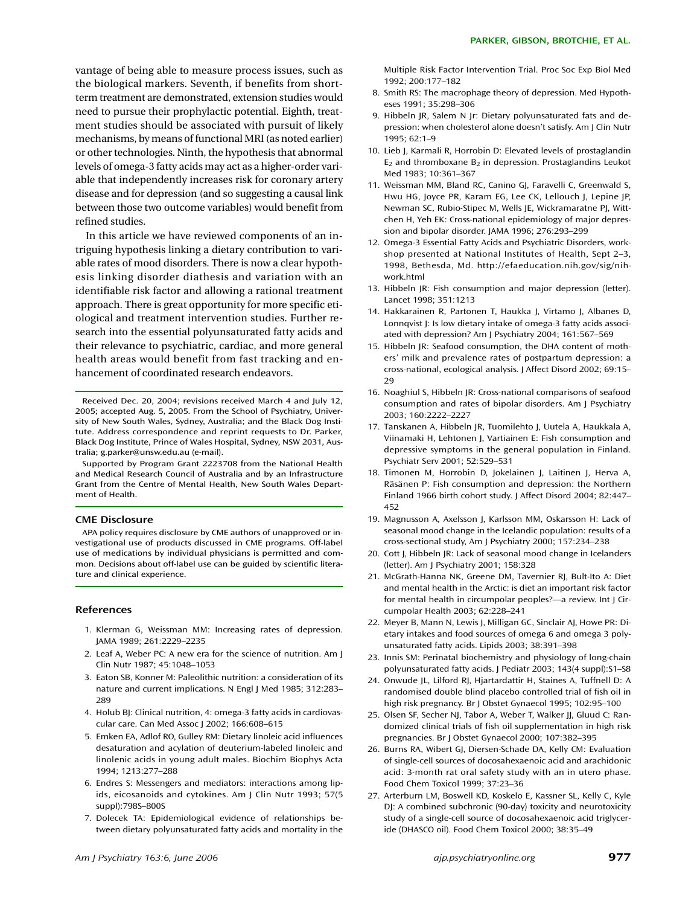vantage of being able to measure process issues, such as the biological markers. Seventh, if benefits from short-term treatment are demonstrated, extension studies would need to pursue their prophylactic potential. Eighth, treatment studies should be associated with pursuit of likely mechanisms, by means of functional MRI (as noted earlier) or other technologies. Ninth, the hypothesis that abnormal levels of omega-3 fatty acids may act as a higher-order variable that independently increases risk for coronary artery disease and for depression (and so suggesting a causal link between those two outcome variables) would benefit from refined studies.

In this article we have reviewed components of an intriguing hypothesis linking a dietary contribution to variable rates of mood disorders. There is now a clear hypothesis linking disorder diathesis and variation with an identifiable risk factor and allowing a rational treatment approach. There is great opportunity for more specific etiological and treatment intervention studies. Further research into the essential polyunsaturated fatty acids and their relevance to psychiatric, cardiac, and more general health areas would benefit from fast tracking and enhancement of coordinated research endeavors.

Received Dec. 20, 2004; revisions received March 4 and July 12, 2005; accepted Aug. 5, 2005. From the School of Psychiatry, University of New South Wales, Sydney, Australia; and the Black Dog Institute. Address correspondence and reprint requests to Dr. Parker, Black Dog Institute, Prince of Wales Hospital, Sydney, NSW 2031, Australia; g.parker@unsw.edu.au (e-mail).

Supported by Program Grant 2223708 from the National Health and Medical Research Council of Australia and by an Infrastructure Grant from the Centre of Mental Health, New South Wales Department of Health.

### CME Disclosure

APA policy requires disclosure by CME authors of unapproved or investigational use of products discussed in CME programs. Off-label use of medications by individual physicians is permitted and common. Decisions about off-label use can be guided by scientific literature and clinical experience.

## References

1. Klerman G, Weissman MM: Increasing rates of depression. JAMA 1989; 261:2229–2235
2. Leaf A, Weber PC: A new era for the science of nutrition. Am J Clin Nutr 1987; 45:1048–1053
3. Eaton SB, Konner M: Paleolithic nutrition: a consideration of its nature and current implications. N Engl J Med 1985; 312:283–289
4. Holub BJ: Clinical nutrition, 4: omega-3 fatty acids in cardiovascular care. Can Med Assoc J 2002; 166:608–615
5. Emken EA, Adlof RO, Gulley RM: Dietary linoleic acid influences desaturation and acylation of deuterium-labeled linoleic and linolenic acids in young adult males. Biochim Biophys Acta 1994; 1213:277–288
6. Endres S: Messengers and mediators: interactions among lipids, eicosanoids and cytokines. Am J Clin Nutr 1993; 57(5 suppl):798S–800S
7. Dolecek TA: Epidemiological evidence of relationships between dietary polyunsaturated fatty acids and mortality in the Multiple Risk Factor Intervention Trial. Proc Soc Exp Biol Med 1992; 200:177–182
8. Smith RS: The macrophage theory of depression. Med Hypotheses 1991; 35:298–306
9. Hibbeln JR, Salem N Jr: Dietary polyunsaturated fats and depression: when cholesterol alone doesn't satisfy. Am J Clin Nutr 1995; 62:1–9
10. Lieb J, Karmali R, Horrobin D: Elevated levels of prostaglandin $E_2$ and thromboxane $B_2$ in depression. Prostaglandins Leukot Med 1983; 10:361–367
11. Weissman MM, Bland RC, Canino GJ, Faravelli C, Greenwald S, Hwu HG, Joyce PR, Karam EG, Lee CK, Lellouch J, Lepine JP, Newman SC, Rubio-Stipec M, Wells JE, Wickramaratne PJ, Wittchen H, Yeh EK: Cross-national epidemiology of major depression and bipolar disorder. JAMA 1996; 276:293–299
12. Omega-3 Essential Fatty Acids and Psychiatric Disorders, workshop presented at National Institutes of Health, Sept 2–3, 1998, Bethesda, Md. http://efaeducation.nih.gov/sig/nihwork.html
13. Hibbeln JR: Fish consumption and major depression (letter). Lancet 1998; 351:1213
14. Hakkarainen R, Partonen T, Haukka J, Virtamo J, Albanes D, Lonnqvist J: Is low dietary intake of omega-3 fatty acids associated with depression? Am J Psychiatry 2004; 161:567–569
15. Hibbeln JR: Seafood consumption, the DHA content of mothers' milk and prevalence rates of postpartum depression: a cross-national, ecological analysis. J Affect Disord 2002; 69:15–29
16. Noaghiul S, Hibbeln JR: Cross-national comparisons of seafood consumption and rates of bipolar disorders. Am J Psychiatry 2003; 160:2222–2227
17. Tanskanen A, Hibbeln JR, Tuomilehto J, Uutela A, Haukkala A, Viinamaki H, Lehtonen J, Vartiainen E: Fish consumption and depressive symptoms in the general population in Finland. Psychiatr Serv 2001; 52:529–531
18. Timonen M, Horrobin D, Jokelainen J, Laitinen J, Herva A, Räsänen P: Fish consumption and depression: the Northern Finland 1966 birth cohort study. J Affect Disord 2004; 82:447–452
19. Magnusson A, Axelsson J, Karlsson MM, Oskarsson H: Lack of seasonal mood change in the Icelandic population: results of a cross-sectional study, Am J Psychiatry 2000; 157:234–238
20. Cott J, Hibbeln JR: Lack of seasonal mood change in Icelanders (letter). Am J Psychiatry 2001; 158:328
21. McGrath-Hanna NK, Greene DM, Tavernier RJ, Bult-Ito A: Diet and mental health in the Arctic: is diet an important risk factor for mental health in circumpolar peoples?—a review. Int J Circumpolar Health 2003; 62:228–241
22. Meyer B, Mann N, Lewis J, Milligan GC, Sinclair AJ, Howe PR: Dietary intakes and food sources of omega 6 and omega 3 polyunsaturated fatty acids. Lipids 2003; 38:391–398
23. Innis SM: Perinatal biochemistry and physiology of long-chain polyunsaturated fatty acids. J Pediatr 2003; 143(4 suppl):S1–S8
24. Onwude JL, Lilford RJ, Hjartardattir H, Staines A, Tuffnell D: A randomised double blind placebo controlled trial of fish oil in high risk pregnancy. Br J Obstet Gynaecol 1995; 102:95–100
25. Olsen SF, Secher NJ, Tabor A, Weber T, Walker JJ, Gluud C: Randomized clinical trials of fish oil supplementation in high risk pregnancies. Br J Obstet Gynaecol 2000; 107:382–395
26. Burns RA, Wibert GJ, Diersen-Schade DA, Kelly CM: Evaluation of single-cell sources of docosahexaenoic acid and arachidonic acid: 3-month rat oral safety study with an in utero phase. Food Chem Toxicol 1999; 37:23–36
27. Arterburn LM, Boswell KD, Koskelo E, Kassner SL, Kelly C, Kyle DJ: A combined subchronic (90-day) toxicity and neurotoxicity study of a single-cell source of docosahexaenoic acid triglyceride (DHASCO oil). Food Chem Toxicol 2000; 38:35–49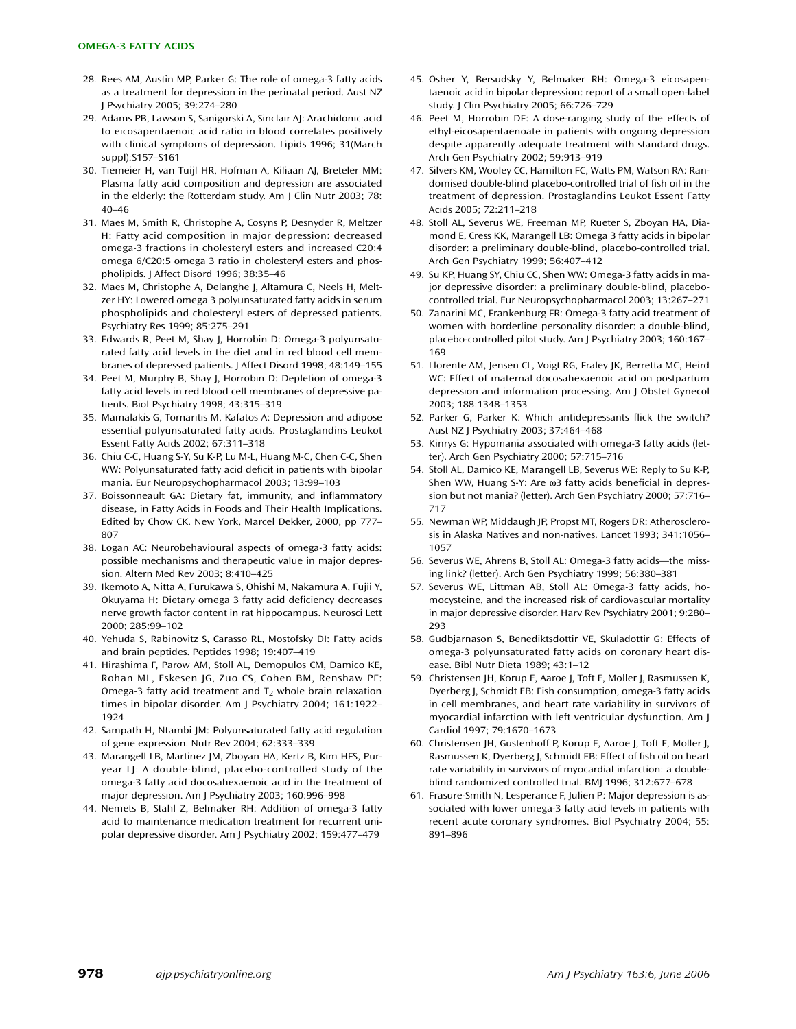28. Rees AM, Austin MP, Parker G: The role of omega-3 fatty acids as a treatment for depression in the perinatal period. Aust NZ J Psychiatry 2005; 39:274–280
29. Adams PB, Lawson S, Sanigorski A, Sinclair AJ: Arachidonic acid to eicosapentaenoic acid ratio in blood correlates positively with clinical symptoms of depression. Lipids 1996; 31(March suppl):S157–S161
30. Tiemeier H, van Tuijl HR, Hofman A, Kiliaan AJ, Breteler MM: Plasma fatty acid composition and depression are associated in the elderly: the Rotterdam study. Am J Clin Nutr 2003; 78: 40–46
31. Maes M, Smith R, Christophe A, Cosyns P, Desnyder R, Meltzer H: Fatty acid composition in major depression: decreased omega-3 fractions in cholesteryl esters and increased C20:4 omega 6/C20:5 omega 3 ratio in cholesteryl esters and phospholipids. J Affect Disord 1996; 38:35–46
32. Maes M, Christophe A, Delanghe J, Altamura C, Neels H, Meltzer HY: Lowered omega 3 polyunsaturated fatty acids in serum phospholipids and cholesteryl esters of depressed patients. Psychiatry Res 1999; 85:275–291
33. Edwards R, Peet M, Shay J, Horrobin D: Omega-3 polyunsaturated fatty acid levels in the diet and in red blood cell membranes of depressed patients. J Affect Disord 1998; 48:149–155
34. Peet M, Murphy B, Shay J, Horrobin D: Depletion of omega-3 fatty acid levels in red blood cell membranes of depressive patients. Biol Psychiatry 1998; 43:315–319
35. Mamalakis G, Tornaritis M, Kafatos A: Depression and adipose essential polyunsaturated fatty acids. Prostaglandins Leukot Essent Fatty Acids 2002; 67:311–318
36. Chiu C-C, Huang S-Y, Su K-P, Lu M-L, Huang M-C, Chen C-C, Shen WW: Polyunsaturated fatty acid deficit in patients with bipolar mania. Eur Neuropsychopharmacol 2003; 13:99–103
37. Boissonneault GA: Dietary fat, immunity, and inflammatory disease, in Fatty Acids in Foods and Their Health Implications. Edited by Chow CK. New York, Marcel Dekker, 2000, pp 777–807
38. Logan AC: Neurobehavioural aspects of omega-3 fatty acids: possible mechanisms and therapeutic value in major depression. Altern Med Rev 2003; 8:410–425
39. Ikemoto A, Nitta A, Furukawa S, Ohishi M, Nakamura A, Fujii Y, Okuyama H: Dietary omega 3 fatty acid deficiency decreases nerve growth factor content in rat hippocampus. Neurosci Lett 2000; 285:99–102
40. Yehuda S, Rabinovitz S, Carasso RL, Mostofsky DI: Fatty acids and brain peptides. Peptides 1998; 19:407–419
41. Hirashima F, Parow AM, Stoll AL, Demopulos CM, Damico KE, Rohan ML, Eskesen JG, Zuo CS, Cohen BM, Renshaw PF: Omega-3 fatty acid treatment and $T_2$ whole brain relaxation times in bipolar disorder. Am J Psychiatry 2004; 161:1922–1924
42. Sampath H, Ntambi JM: Polyunsaturated fatty acid regulation of gene expression. Nutr Rev 2004; 62:333–339
43. Marangell LB, Martinez JM, Zboyan HA, Kertz B, Kim HFS, Puryear LJ: A double-blind, placebo-controlled study of the omega-3 fatty acid docosahexaenoic acid in the treatment of major depression. Am J Psychiatry 2003; 160:996–998
44. Nemets B, Stahl Z, Belmaker RH: Addition of omega-3 fatty acid to maintenance medication treatment for recurrent unipolar depressive disorder. Am J Psychiatry 2002; 159:477–479
45. Osher Y, Bersudsky Y, Belmaker RH: Omega-3 eicosapentaenoic acid in bipolar depression: report of a small open-label study. J Clin Psychiatry 2005; 66:726–729
46. Peet M, Horrobin DF: A dose-ranging study of the effects of ethyl-eicosapentaenoate in patients with ongoing depression despite apparently adequate treatment with standard drugs. Arch Gen Psychiatry 2002; 59:913–919
47. Silvers KM, Wooley CC, Hamilton FC, Watts PM, Watson RA: Randomised double-blind placebo-controlled trial of fish oil in the treatment of depression. Prostaglandins Leukot Essent Fatty Acids 2005; 72:211–218
48. Stoll AL, Severus WE, Freeman MP, Rueter S, Zboyan HA, Diamond E, Cress KK, Marangell LB: Omega 3 fatty acids in bipolar disorder: a preliminary double-blind, placebo-controlled trial. Arch Gen Psychiatry 1999; 56:407–412
49. Su KP, Huang SY, Chiu CC, Shen WW: Omega-3 fatty acids in major depressive disorder: a preliminary double-blind, placebo-controlled trial. Eur Neuropsychopharmacol 2003; 13:267–271
50. Zanarini MC, Frankenburg FR: Omega-3 fatty acid treatment of women with borderline personality disorder: a double-blind, placebo-controlled pilot study. Am J Psychiatry 2003; 160:167–169
51. Llorente AM, Jensen CL, Voigt RG, Fraley JK, Berretta MC, Heird WC: Effect of maternal docosahexaenoic acid on postpartum depression and information processing. Am J Obstet Gynecol 2003; 188:1348–1353
52. Parker G, Parker K: Which antidepressants flick the switch? Aust NZ J Psychiatry 2003; 37:464–468
53. Kinrys G: Hypomania associated with omega-3 fatty acids (letter). Arch Gen Psychiatry 2000; 57:715–716
54. Stoll AL, Damico KE, Marangell LB, Severus WE: Reply to Su K-P, Shen WW, Huang S-Y: Are ω3 fatty acids beneficial in depression but not mania? (letter). Arch Gen Psychiatry 2000; 57:716–717
55. Newman WP, Middaugh JP, Propst MT, Rogers DR: Atherosclerosis in Alaska Natives and non-natives. Lancet 1993; 341:1056–1057
56. Severus WE, Ahrens B, Stoll AL: Omega-3 fatty acids—the missing link? (letter). Arch Gen Psychiatry 1999; 56:380–381
57. Severus WE, Littman AB, Stoll AL: Omega-3 fatty acids, homocysteine, and the increased risk of cardiovascular mortality in major depressive disorder. Harv Rev Psychiatry 2001; 9:280–293
58. Gudbjarnason S, Benediktsdottir VE, Skuladottir G: Effects of omega-3 polyunsaturated fatty acids on coronary heart disease. Bibl Nutr Dieta 1989; 43:1–12
59. Christensen JH, Korup E, Aaroe J, Toft E, Moller J, Rasmussen K, Dyerberg J, Schmidt EB: Fish consumption, omega-3 fatty acids in cell membranes, and heart rate variability in survivors of myocardial infarction with left ventricular dysfunction. Am J Cardiol 1997; 79:1670–1673
60. Christensen JH, Gustenhoff P, Korup E, Aaroe J, Toft E, Moller J, Rasmussen K, Dyerberg J, Schmidt EB: Effect of fish oil on heart rate variability in survivors of myocardial infarction: a double-blind randomized controlled trial. BMJ 1996; 312:677–678
61. Frasure-Smith N, Lesperance F, Julien P: Major depression is associated with lower omega-3 fatty acid levels in patients with recent acute coronary syndromes. Biol Psychiatry 2004; 55: 891–896